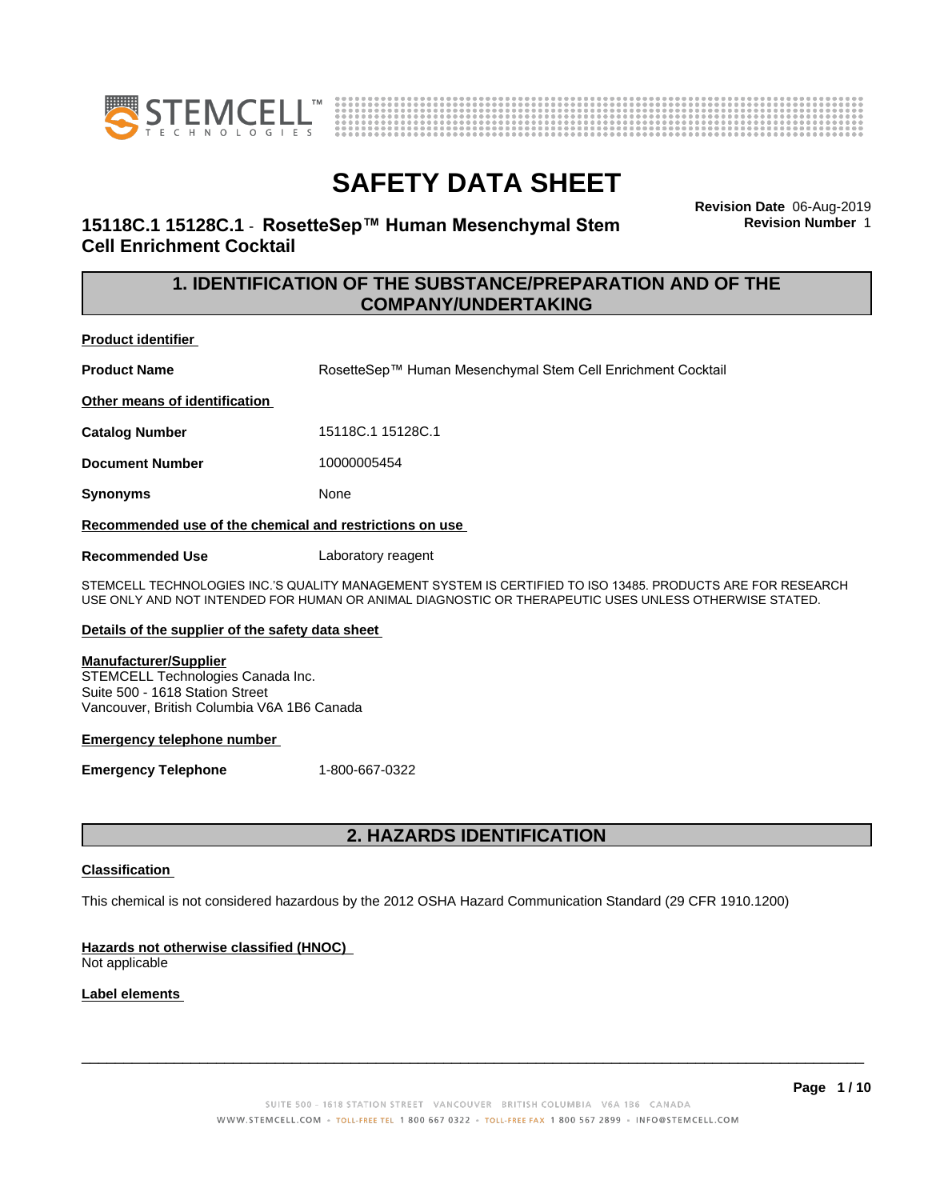# SAFETY DATA SHEET

## 15118C.1 15128C.1 - RosetteSep™ Human Mesenchymal Stem Cell Enrichment Cocktail

**Revision Date** 06-Aug-2019
**Revision Number** 1

## 1. IDENTIFICATION OF THE SUBSTANCE/PREPARATION AND OF THE COMPANY/UNDERTAKING

**Product identifier**

**Product Name** RosetteSep™ Human Mesenchymal Stem Cell Enrichment Cocktail

**Other means of identification**

**Catalog Number** 15118C.1 15128C.1

**Document Number** 10000005454

**Synonyms** None

**Recommended use of the chemical and restrictions on use**

**Recommended Use** Laboratory reagent

STEMCELL TECHNOLOGIES INC.'S QUALITY MANAGEMENT SYSTEM IS CERTIFIED TO ISO 13485. PRODUCTS ARE FOR RESEARCH USE ONLY AND NOT INTENDED FOR HUMAN OR ANIMAL DIAGNOSTIC OR THERAPEUTIC USES UNLESS OTHERWISE STATED.

**Details of the supplier of the safety data sheet**

**Manufacturer/Supplier**
STEMCELL Technologies Canada Inc.
Suite 500 - 1618 Station Street
Vancouver, British Columbia V6A 1B6 Canada

**Emergency telephone number**

**Emergency Telephone** 1-800-667-0322

## 2. HAZARDS IDENTIFICATION

**Classification**

This chemical is not considered hazardous by the 2012 OSHA Hazard Communication Standard (29 CFR 1910.1200)

**Hazards not otherwise classified (HNOC)**
Not applicable

**Label elements**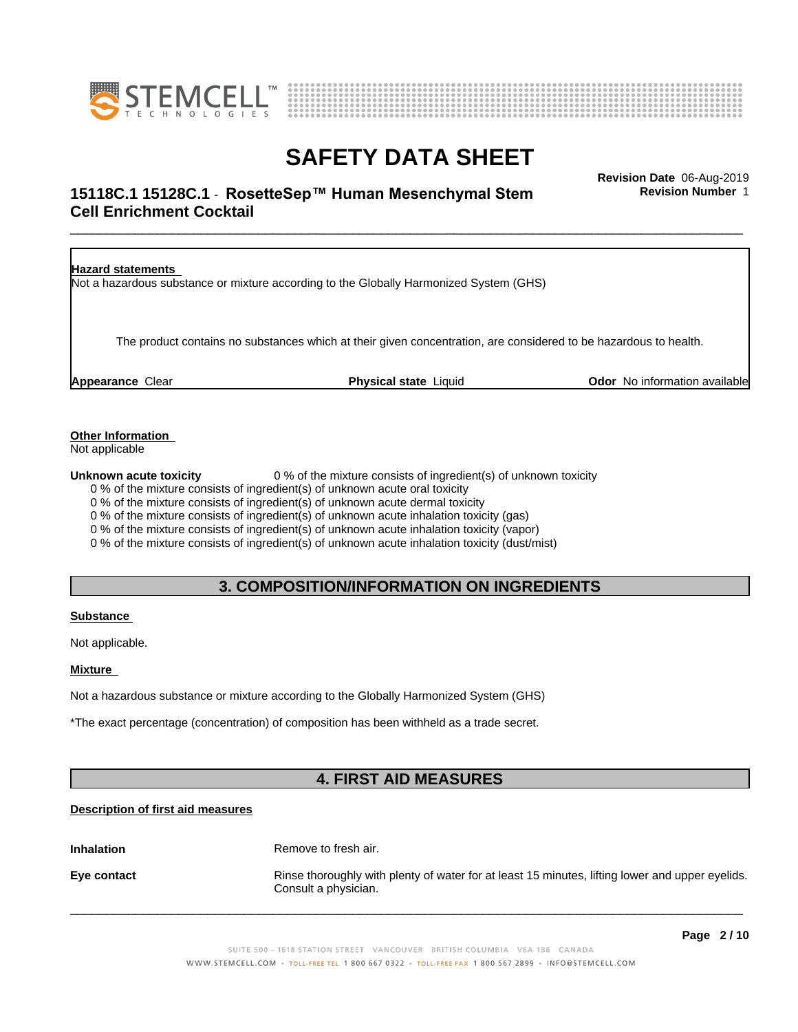**Hazard statements**

Not a hazardous substance or mixture according to the Globally Harmonized System (GHS)

The product contains no substances which at their given concentration, are considered to be hazardous to health.

**Appearance** Clear **Physical state** Liquid **Odor** No information available

**Other Information**

Not applicable

**Unknown acute toxicity** 0 % of the mixture consists of ingredient(s) of unknown toxicity

0 % of the mixture consists of ingredient(s) of unknown acute oral toxicity
0 % of the mixture consists of ingredient(s) of unknown acute dermal toxicity
0 % of the mixture consists of ingredient(s) of unknown acute inhalation toxicity (gas)
0 % of the mixture consists of ingredient(s) of unknown acute inhalation toxicity (vapor)
0 % of the mixture consists of ingredient(s) of unknown acute inhalation toxicity (dust/mist)

## 3. COMPOSITION/INFORMATION ON INGREDIENTS

**Substance**

Not applicable.

**Mixture**

Not a hazardous substance or mixture according to the Globally Harmonized System (GHS)

*The exact percentage (concentration) of composition has been withheld as a trade secret.

## 4. FIRST AID MEASURES

**Description of first aid measures**

**Inhalation** Remove to fresh air.

**Eye contact** Rinse thoroughly with plenty of water for at least 15 minutes, lifting lower and upper eyelids. Consult a physician.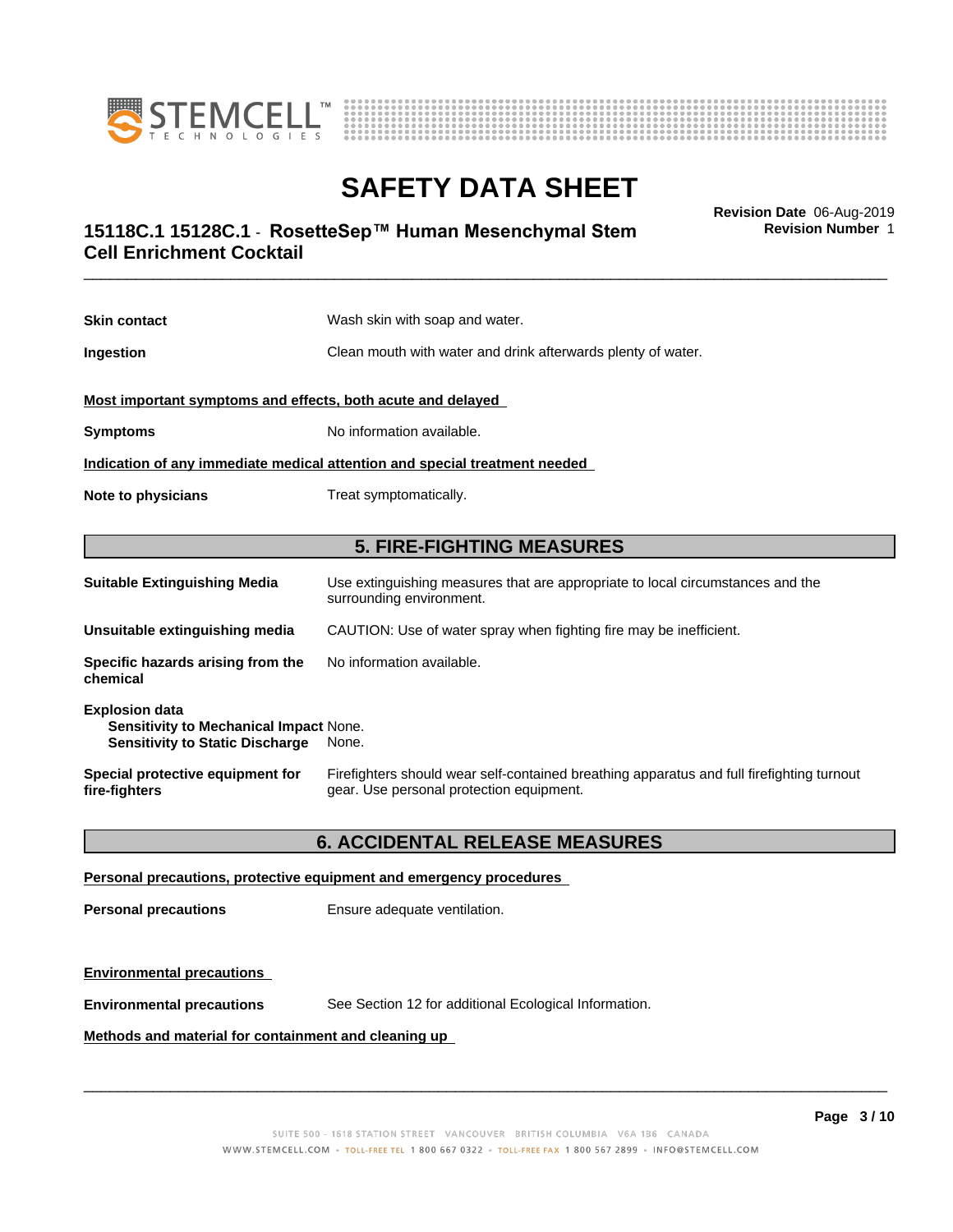**Skin contact** Wash skin with soap and water.

**Ingestion** Clean mouth with water and drink afterwards plenty of water.

**Most important symptoms and effects, both acute and delayed**

**Symptoms** No information available.

**Indication of any immediate medical attention and special treatment needed**

**Note to physicians** Treat symptomatically.

## 5. FIRE-FIGHTING MEASURES

**Suitable Extinguishing Media** Use extinguishing measures that are appropriate to local circumstances and the surrounding environment.

**Unsuitable extinguishing media** CAUTION: Use of water spray when fighting fire may be inefficient.

**Specific hazards arising from the chemical** No information available.

**Explosion data**
**Sensitivity to Mechanical Impact** None.
**Sensitivity to Static Discharge** None.

**Special protective equipment for fire-fighters** Firefighters should wear self-contained breathing apparatus and full firefighting turnout gear. Use personal protection equipment.

## 6. ACCIDENTAL RELEASE MEASURES

**Personal precautions, protective equipment and emergency procedures**

**Personal precautions** Ensure adequate ventilation.

**Environmental precautions**

**Environmental precautions** See Section 12 for additional Ecological Information.

**Methods and material for containment and cleaning up**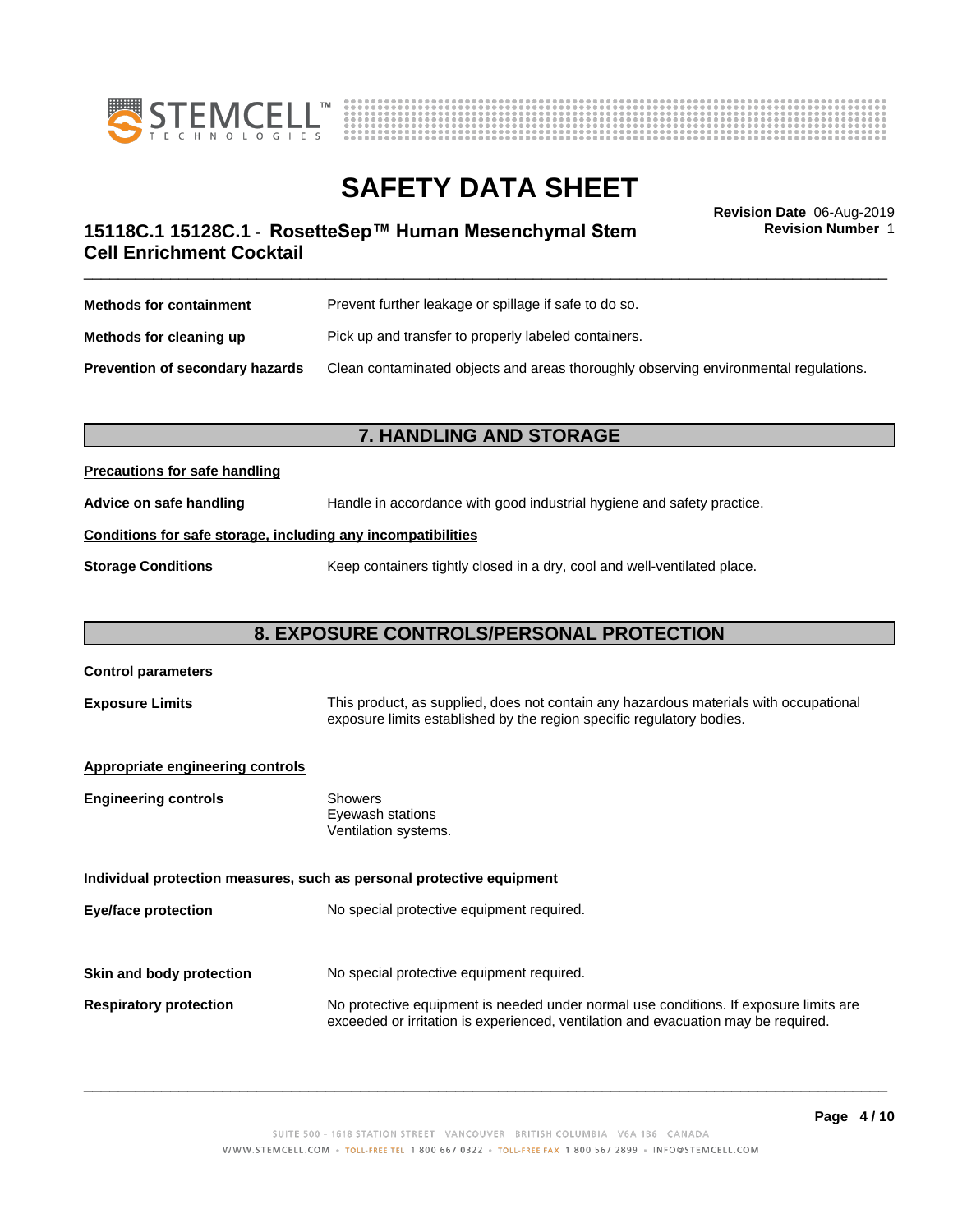**Methods for containment** Prevent further leakage or spillage if safe to do so.

**Methods for cleaning up** Pick up and transfer to properly labeled containers.

**Prevention of secondary hazards** Clean contaminated objects and areas thoroughly observing environmental regulations.

## 7. HANDLING AND STORAGE

**Precautions for safe handling**

**Advice on safe handling** Handle in accordance with good industrial hygiene and safety practice.

**Conditions for safe storage, including any incompatibilities**

**Storage Conditions** Keep containers tightly closed in a dry, cool and well-ventilated place.

## 8. EXPOSURE CONTROLS/PERSONAL PROTECTION

**Control parameters**

**Exposure Limits** This product, as supplied, does not contain any hazardous materials with occupational exposure limits established by the region specific regulatory bodies.

**Appropriate engineering controls**

**Engineering controls**
Showers
Eyewash stations
Ventilation systems.

**Individual protection measures, such as personal protective equipment**

**Eye/face protection** No special protective equipment required.

**Skin and body protection** No special protective equipment required.

**Respiratory protection** No protective equipment is needed under normal use conditions. If exposure limits are exceeded or irritation is experienced, ventilation and evacuation may be required.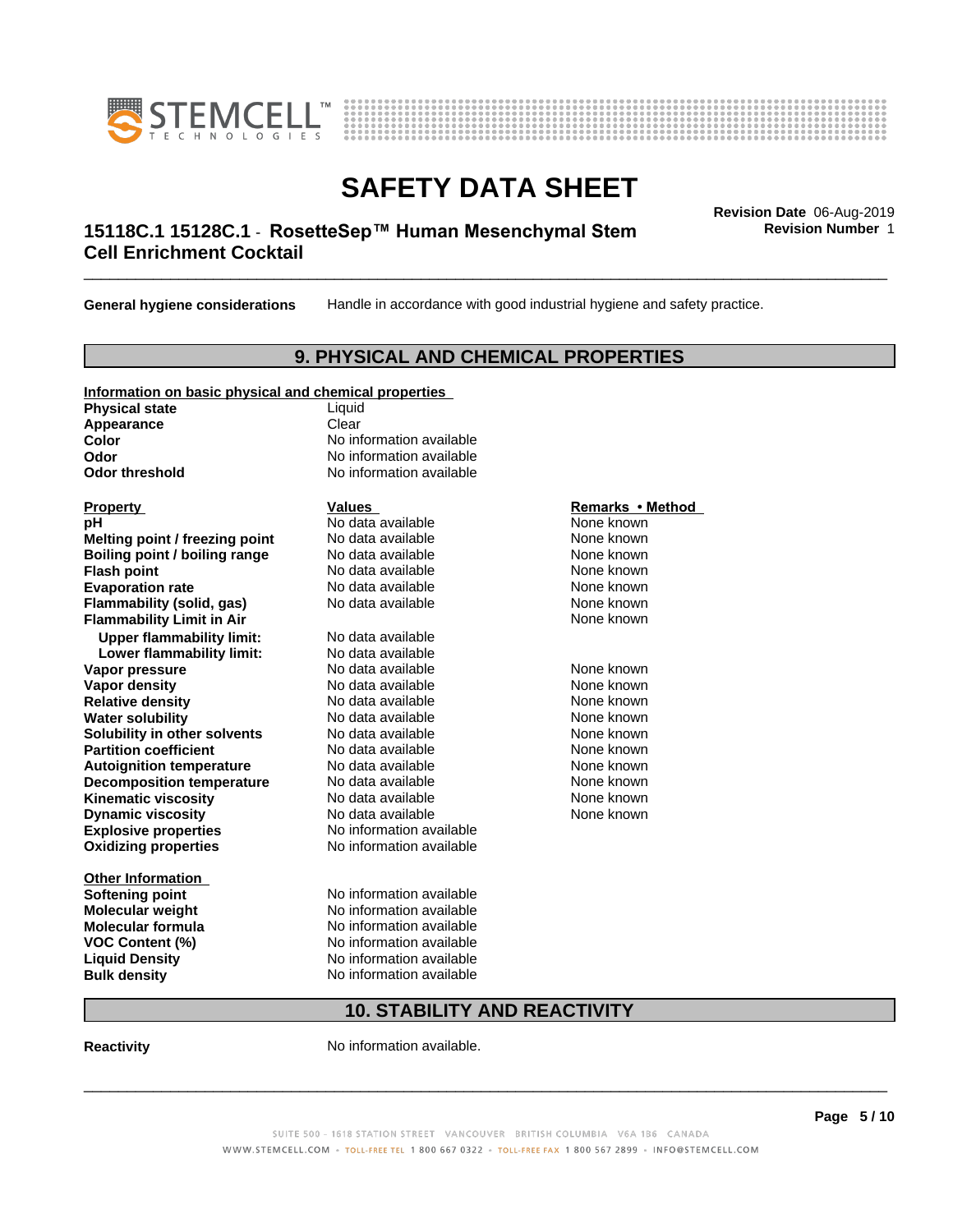**General hygiene considerations** Handle in accordance with good industrial hygiene and safety practice.

## 9. PHYSICAL AND CHEMICAL PROPERTIES

**Information on basic physical and chemical properties**

| | |
|---|---|
| **Physical state** | Liquid |
| **Appearance** | Clear |
| **Color** | No information available |
| **Odor** | No information available |
| **Odor threshold** | No information available |

| Property | Values | Remarks • Method |
|---|---|---|
| **pH** | No data available | None known |
| **Melting point / freezing point** | No data available | None known |
| **Boiling point / boiling range** | No data available | None known |
| **Flash point** | No data available | None known |
| **Evaporation rate** | No data available | None known |
| **Flammability (solid, gas)** | No data available | None known |
| **Flammability Limit in Air** | | None known |
| **Upper flammability limit:** | No data available | |
| **Lower flammability limit:** | No data available | |
| **Vapor pressure** | No data available | None known |
| **Vapor density** | No data available | None known |
| **Relative density** | No data available | None known |
| **Water solubility** | No data available | None known |
| **Solubility in other solvents** | No data available | None known |
| **Partition coefficient** | No data available | None known |
| **Autoignition temperature** | No data available | None known |
| **Decomposition temperature** | No data available | None known |
| **Kinematic viscosity** | No data available | None known |
| **Dynamic viscosity** | No data available | None known |
| **Explosive properties** | No information available | |
| **Oxidizing properties** | No information available | |

**Other Information**

| | |
|---|---|
| **Softening point** | No information available |
| **Molecular weight** | No information available |
| **Molecular formula** | No information available |
| **VOC Content (%)** | No information available |
| **Liquid Density** | No information available |
| **Bulk density** | No information available |

## 10. STABILITY AND REACTIVITY

**Reactivity** No information available.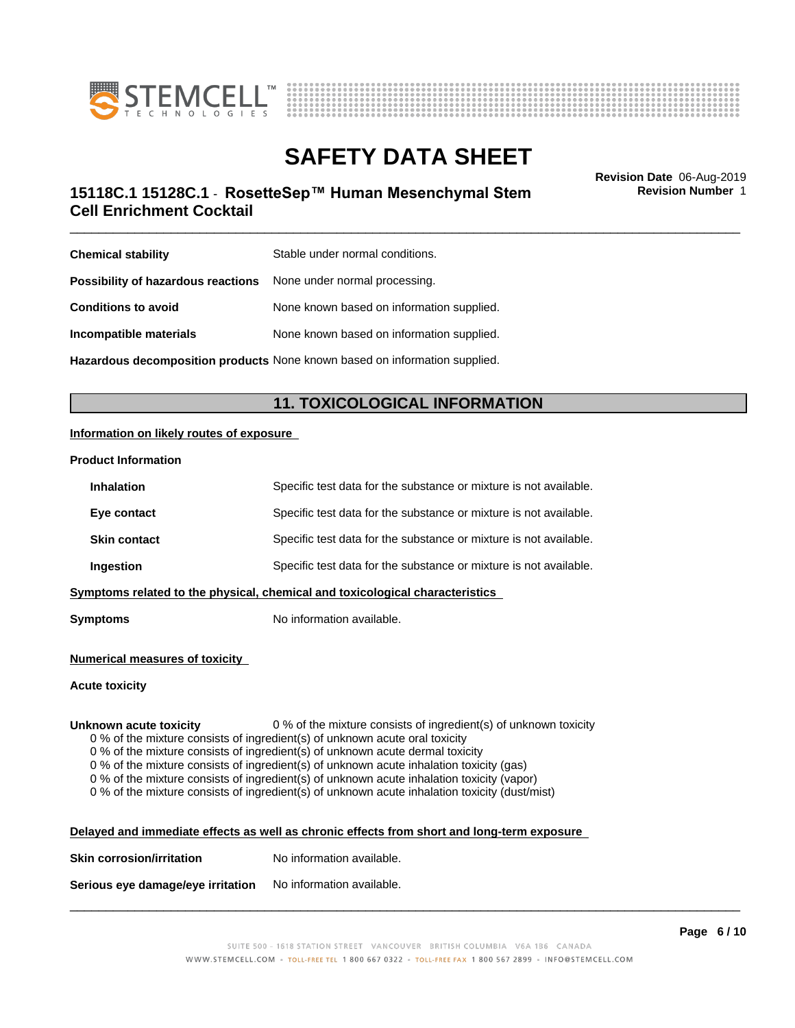| | |
|---|---|
| **Chemical stability** | Stable under normal conditions. |
| **Possibility of hazardous reactions** | None under normal processing. |
| **Conditions to avoid** | None known based on information supplied. |
| **Incompatible materials** | None known based on information supplied. |
| **Hazardous decomposition products** | None known based on information supplied. |

## 11. TOXICOLOGICAL INFORMATION

**Information on likely routes of exposure**

**Product Information**

| | |
|---|---|
| **Inhalation** | Specific test data for the substance or mixture is not available. |
| **Eye contact** | Specific test data for the substance or mixture is not available. |
| **Skin contact** | Specific test data for the substance or mixture is not available. |
| **Ingestion** | Specific test data for the substance or mixture is not available. |

**Symptoms related to the physical, chemical and toxicological characteristics**

**Symptoms** No information available.

**Numerical measures of toxicity**

**Acute toxicity**

**Unknown acute toxicity** 0 % of the mixture consists of ingredient(s) of unknown toxicity

0 % of the mixture consists of ingredient(s) of unknown acute oral toxicity
0 % of the mixture consists of ingredient(s) of unknown acute dermal toxicity
0 % of the mixture consists of ingredient(s) of unknown acute inhalation toxicity (gas)
0 % of the mixture consists of ingredient(s) of unknown acute inhalation toxicity (vapor)
0 % of the mixture consists of ingredient(s) of unknown acute inhalation toxicity (dust/mist)

**Delayed and immediate effects as well as chronic effects from short and long-term exposure**

| | |
|---|---|
| **Skin corrosion/irritation** | No information available. |
| **Serious eye damage/eye irritation** | No information available. |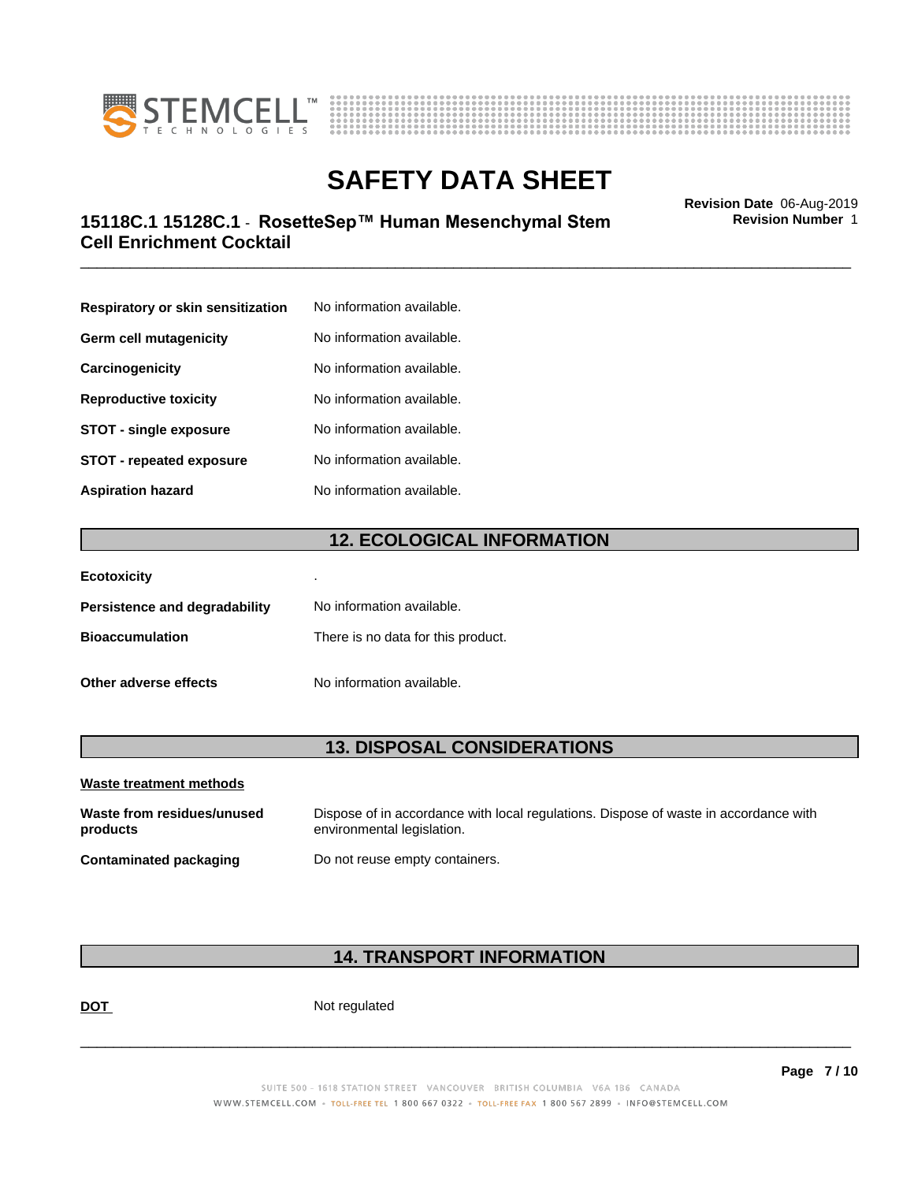| | |
|---|---|
| **Respiratory or skin sensitization** | No information available. |
| **Germ cell mutagenicity** | No information available. |
| **Carcinogenicity** | No information available. |
| **Reproductive toxicity** | No information available. |
| **STOT - single exposure** | No information available. |
| **STOT - repeated exposure** | No information available. |
| **Aspiration hazard** | No information available. |

## 12. ECOLOGICAL INFORMATION

| | |
|---|---|
| **Ecotoxicity** | . |
| **Persistence and degradability** | No information available. |
| **Bioaccumulation** | There is no data for this product. |
| **Other adverse effects** | No information available. |

## 13. DISPOSAL CONSIDERATIONS

**Waste treatment methods**

| | |
|---|---|
| **Waste from residues/unused products** | Dispose of in accordance with local regulations. Dispose of waste in accordance with environmental legislation. |
| **Contaminated packaging** | Do not reuse empty containers. |

## 14. TRANSPORT INFORMATION

| | |
|---|---|
| **DOT** | Not regulated |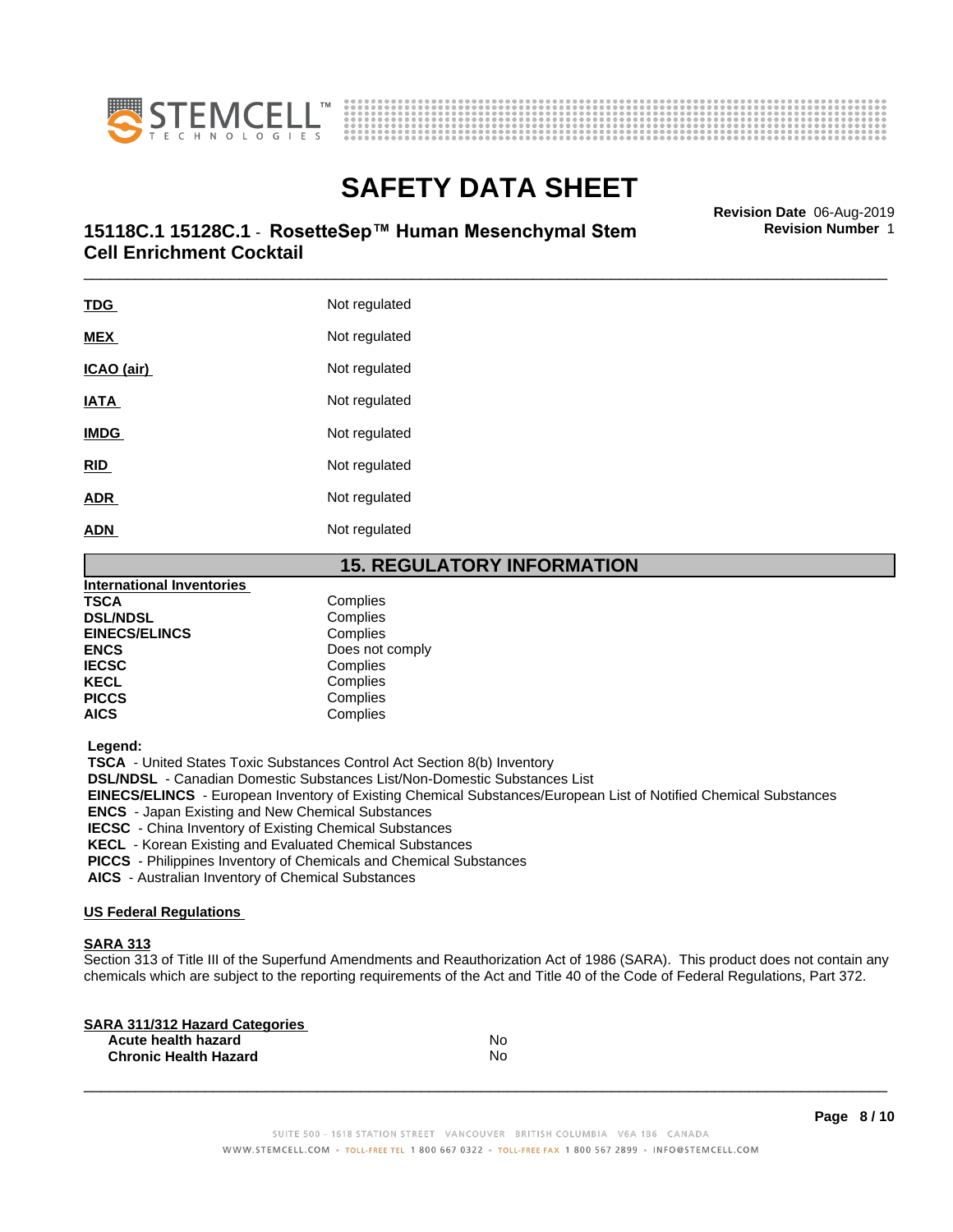| | |
|---|---|
| **TDG** | Not regulated |
| **MEX** | Not regulated |
| **ICAO (air)** | Not regulated |
| **IATA** | Not regulated |
| **IMDG** | Not regulated |
| **RID** | Not regulated |
| **ADR** | Not regulated |
| **ADN** | Not regulated |

## 15. REGULATORY INFORMATION

**International Inventories**

| | |
|---|---|
| **TSCA** | Complies |
| **DSL/NDSL** | Complies |
| **EINECS/ELINCS** | Complies |
| **ENCS** | Does not comply |
| **IECSC** | Complies |
| **KECL** | Complies |
| **PICCS** | Complies |
| **AICS** | Complies |

**Legend:**

**TSCA** - United States Toxic Substances Control Act Section 8(b) Inventory
**DSL/NDSL** - Canadian Domestic Substances List/Non-Domestic Substances List
**EINECS/ELINCS** - European Inventory of Existing Chemical Substances/European List of Notified Chemical Substances
**ENCS** - Japan Existing and New Chemical Substances
**IECSC** - China Inventory of Existing Chemical Substances
**KECL** - Korean Existing and Evaluated Chemical Substances
**PICCS** - Philippines Inventory of Chemicals and Chemical Substances
**AICS** - Australian Inventory of Chemical Substances

**US Federal Regulations**

**SARA 313**

Section 313 of Title III of the Superfund Amendments and Reauthorization Act of 1986 (SARA). This product does not contain any chemicals which are subject to the reporting requirements of the Act and Title 40 of the Code of Federal Regulations, Part 372.

**SARA 311/312 Hazard Categories**

| | |
|---|---|
| **Acute health hazard** | No |
| **Chronic Health Hazard** | No |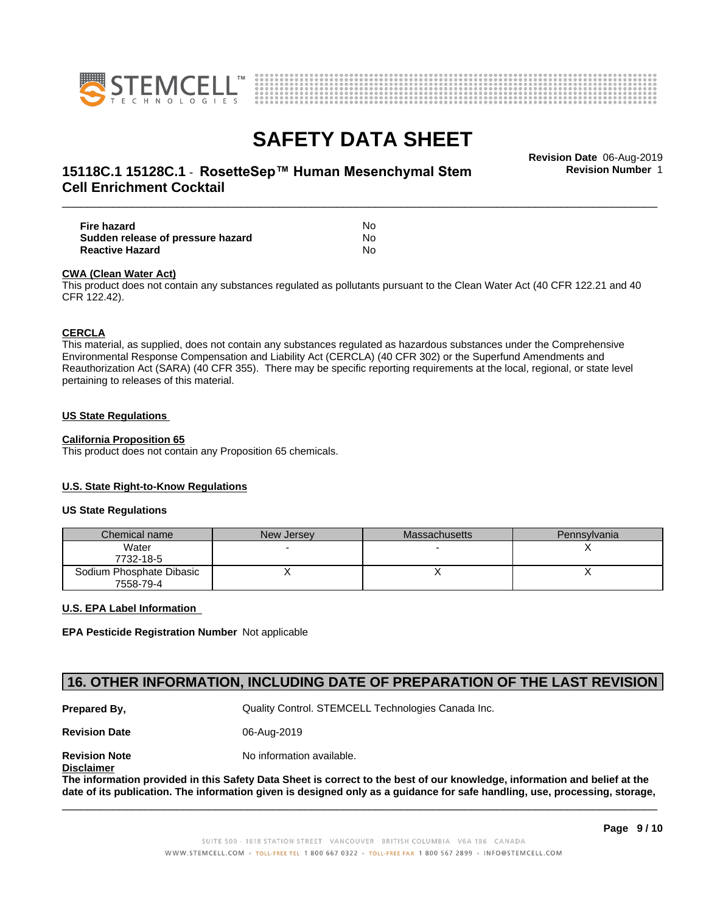| | |
|---|---|
| **Fire hazard** | No |
| **Sudden release of pressure hazard** | No |
| **Reactive Hazard** | No |

**CWA (Clean Water Act)**

This product does not contain any substances regulated as pollutants pursuant to the Clean Water Act (40 CFR 122.21 and 40 CFR 122.42).

**CERCLA**

This material, as supplied, does not contain any substances regulated as hazardous substances under the Comprehensive Environmental Response Compensation and Liability Act (CERCLA) (40 CFR 302) or the Superfund Amendments and Reauthorization Act (SARA) (40 CFR 355). There may be specific reporting requirements at the local, regional, or state level pertaining to releases of this material.

**US State Regulations**

**California Proposition 65**

This product does not contain any Proposition 65 chemicals.

**U.S. State Right-to-Know Regulations**

**US State Regulations**

| Chemical name | New Jersey | Massachusetts | Pennsylvania |
|---|---|---|---|
| Water 7732-18-5 | - | - | X |
| Sodium Phosphate Dibasic 7558-79-4 | X | X | X |

**U.S. EPA Label Information**

**EPA Pesticide Registration Number** Not applicable

## 16. OTHER INFORMATION, INCLUDING DATE OF PREPARATION OF THE LAST REVISION

| | |
|---|---|
| **Prepared By,** | Quality Control. STEMCELL Technologies Canada Inc. |
| **Revision Date** | 06-Aug-2019 |
| **Revision Note** | No information available. |

**Disclaimer**

**The information provided in this Safety Data Sheet is correct to the best of our knowledge, information and belief at the date of its publication. The information given is designed only as a guidance for safe handling, use, processing, storage,**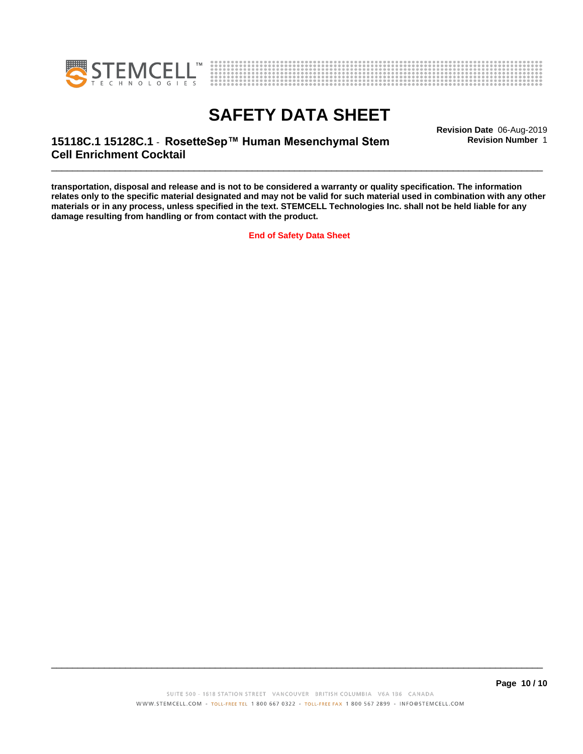**transportation, disposal and release and is not to be considered a warranty or quality specification. The information relates only to the specific material designated and may not be valid for such material used in combination with any other materials or in any process, unless specified in the text. STEMCELL Technologies Inc. shall not be held liable for any damage resulting from handling or from contact with the product.**

**End of Safety Data Sheet**